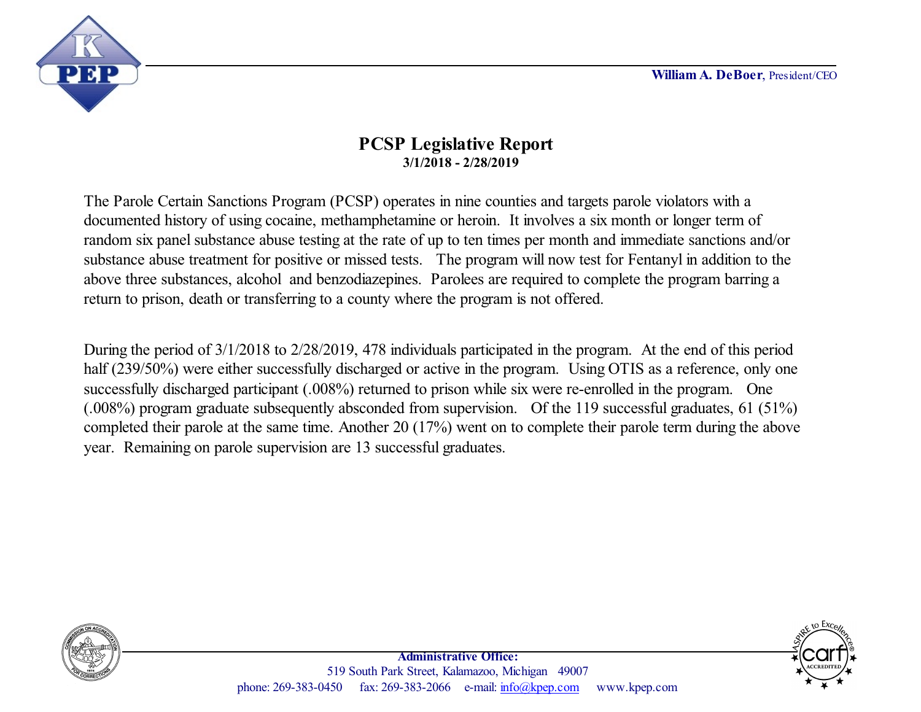William A. DeBoer, President/CEO

# PCSP Legislative Report

**3/1/2018 - 2/28/2019**

The Parole Certain Sanctions Program (PCSP) operates in nine counties and targets parole violators with a documented history of using cocaine, methamphetamine or heroin. It involves a six month or longer term of random six panel substance abuse testing at the rate of up to ten times per month and immediate sanctions and/or substance abuse treatment for positive or missed tests. The program will now test for Fentanyl in addition to the above three substances, alcohol and benzodiazepines. Parolees are required to complete the program barring a return to prison, death or transferring to a county where the program is not offered.

During the period of 3/1/2018 to 2/28/2019, 478 individuals participated in the program. At the end of this period half (239/50%) were either successfully discharged or active in the program. Using OTIS as a reference, only one successfully discharged participant (.008%) returned to prison while six were re-enrolled in the program. One (.008%) program graduate subsequently absconded from supervision. Of the 119 successful graduates, 61 (51%) completed their parole at the same time. Another 20 (17%) went on to complete their parole term during the above year. Remaining on parole supervision are 13 successful graduates.

**Administrative Office:**
519 South Park Street, Kalamazoo, Michigan 49007
phone: 269-383-0450 fax: 269-383-2066 e-mail: info@kpep.com www.kpep.com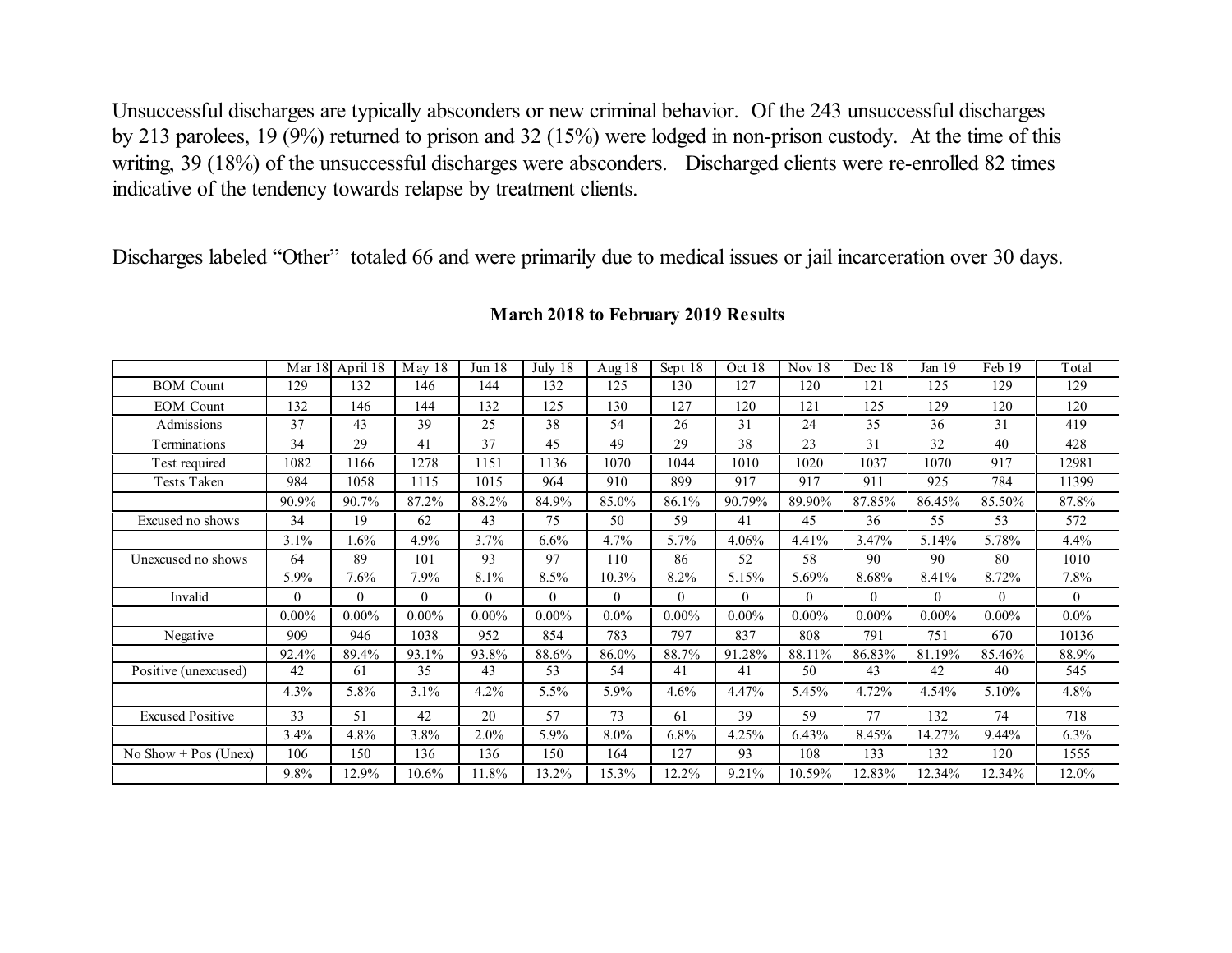Unsuccessful discharges are typically absconders or new criminal behavior. Of the 243 unsuccessful discharges by 213 parolees, 19 (9%) returned to prison and 32 (15%) were lodged in non-prison custody. At the time of this writing, 39 (18%) of the unsuccessful discharges were absconders. Discharged clients were re-enrolled 82 times indicative of the tendency towards relapse by treatment clients.

Discharges labeled "Other" totaled 66 and were primarily due to medical issues or jail incarceration over 30 days.

**March 2018 to February 2019 Results**

| | Mar 18 | April 18 | May 18 | Jun 18 | July 18 | Aug 18 | Sept 18 | Oct 18 | Nov 18 | Dec 18 | Jan 19 | Feb 19 | Total |
|---|---|---|---|---|---|---|---|---|---|---|---|---|---|
| BOM Count | 129 | 132 | 146 | 144 | 132 | 125 | 130 | 127 | 120 | 121 | 125 | 129 | 129 |
| EOM Count | 132 | 146 | 144 | 132 | 125 | 130 | 127 | 120 | 121 | 125 | 129 | 120 | 120 |
| Admissions | 37 | 43 | 39 | 25 | 38 | 54 | 26 | 31 | 24 | 35 | 36 | 31 | 419 |
| Terminations | 34 | 29 | 41 | 37 | 45 | 49 | 29 | 38 | 23 | 31 | 32 | 40 | 428 |
| Test required | 1082 | 1166 | 1278 | 1151 | 1136 | 1070 | 1044 | 1010 | 1020 | 1037 | 1070 | 917 | 12981 |
| Tests Taken | 984 | 1058 | 1115 | 1015 | 964 | 910 | 899 | 917 | 917 | 911 | 925 | 784 | 11399 |
| | 90.9% | 90.7% | 87.2% | 88.2% | 84.9% | 85.0% | 86.1% | 90.79% | 89.90% | 87.85% | 86.45% | 85.50% | 87.8% |
| Excused no shows | 34 | 19 | 62 | 43 | 75 | 50 | 59 | 41 | 45 | 36 | 55 | 53 | 572 |
| | 3.1% | 1.6% | 4.9% | 3.7% | 6.6% | 4.7% | 5.7% | 4.06% | 4.41% | 3.47% | 5.14% | 5.78% | 4.4% |
| Unexcused no shows | 64 | 89 | 101 | 93 | 97 | 110 | 86 | 52 | 58 | 90 | 90 | 80 | 1010 |
| | 5.9% | 7.6% | 7.9% | 8.1% | 8.5% | 10.3% | 8.2% | 5.15% | 5.69% | 8.68% | 8.41% | 8.72% | 7.8% |
| Invalid | 0 | 0 | 0 | 0 | 0 | 0 | 0 | 0 | 0 | 0 | 0 | 0 | 0 |
| | 0.00% | 0.00% | 0.00% | 0.00% | 0.00% | 0.0% | 0.00% | 0.00% | 0.00% | 0.00% | 0.00% | 0.00% | 0.0% |
| Negative | 909 | 946 | 1038 | 952 | 854 | 783 | 797 | 837 | 808 | 791 | 751 | 670 | 10136 |
| | 92.4% | 89.4% | 93.1% | 93.8% | 88.6% | 86.0% | 88.7% | 91.28% | 88.11% | 86.83% | 81.19% | 85.46% | 88.9% |
| Positive (unexcused) | 42 | 61 | 35 | 43 | 53 | 54 | 41 | 41 | 50 | 43 | 42 | 40 | 545 |
| | 4.3% | 5.8% | 3.1% | 4.2% | 5.5% | 5.9% | 4.6% | 4.47% | 5.45% | 4.72% | 4.54% | 5.10% | 4.8% |
| Excused Positive | 33 | 51 | 42 | 20 | 57 | 73 | 61 | 39 | 59 | 77 | 132 | 74 | 718 |
| | 3.4% | 4.8% | 3.8% | 2.0% | 5.9% | 8.0% | 6.8% | 4.25% | 6.43% | 8.45% | 14.27% | 9.44% | 6.3% |
| No Show + Pos (Unex) | 106 | 150 | 136 | 136 | 150 | 164 | 127 | 93 | 108 | 133 | 132 | 120 | 1555 |
| | 9.8% | 12.9% | 10.6% | 11.8% | 13.2% | 15.3% | 12.2% | 9.21% | 10.59% | 12.83% | 12.34% | 12.34% | 12.0% |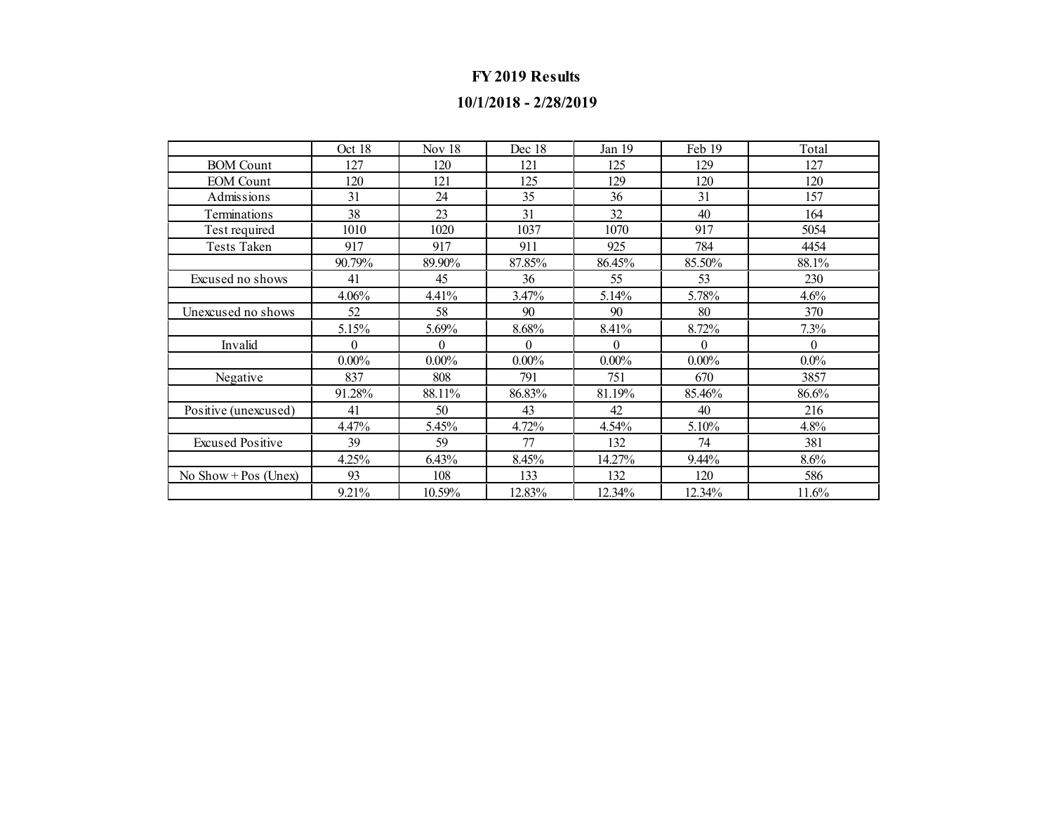**FY 2019 Results**

**10/1/2018 - 2/28/2019**

| | Oct 18 | Nov 18 | Dec 18 | Jan 19 | Feb 19 | Total |
|---|---|---|---|---|---|---|
| BOM Count | 127 | 120 | 121 | 125 | 129 | 127 |
| EOM Count | 120 | 121 | 125 | 129 | 120 | 120 |
| Admissions | 31 | 24 | 35 | 36 | 31 | 157 |
| Terminations | 38 | 23 | 31 | 32 | 40 | 164 |
| Test required | 1010 | 1020 | 1037 | 1070 | 917 | 5054 |
| Tests Taken | 917 | 917 | 911 | 925 | 784 | 4454 |
| | 90.79% | 89.90% | 87.85% | 86.45% | 85.50% | 88.1% |
| Excused no shows | 41 | 45 | 36 | 55 | 53 | 230 |
| | 4.06% | 4.41% | 3.47% | 5.14% | 5.78% | 4.6% |
| Unexcused no shows | 52 | 58 | 90 | 90 | 80 | 370 |
| | 5.15% | 5.69% | 8.68% | 8.41% | 8.72% | 7.3% |
| Invalid | 0 | 0 | 0 | 0 | 0 | 0 |
| | 0.00% | 0.00% | 0.00% | 0.00% | 0.00% | 0.0% |
| Negative | 837 | 808 | 791 | 751 | 670 | 3857 |
| | 91.28% | 88.11% | 86.83% | 81.19% | 85.46% | 86.6% |
| Positive (unexcused) | 41 | 50 | 43 | 42 | 40 | 216 |
| | 4.47% | 5.45% | 4.72% | 4.54% | 5.10% | 4.8% |
| Excused Positive | 39 | 59 | 77 | 132 | 74 | 381 |
| | 4.25% | 6.43% | 8.45% | 14.27% | 9.44% | 8.6% |
| No Show + Pos (Unex) | 93 | 108 | 133 | 132 | 120 | 586 |
| | 9.21% | 10.59% | 12.83% | 12.34% | 12.34% | 11.6% |